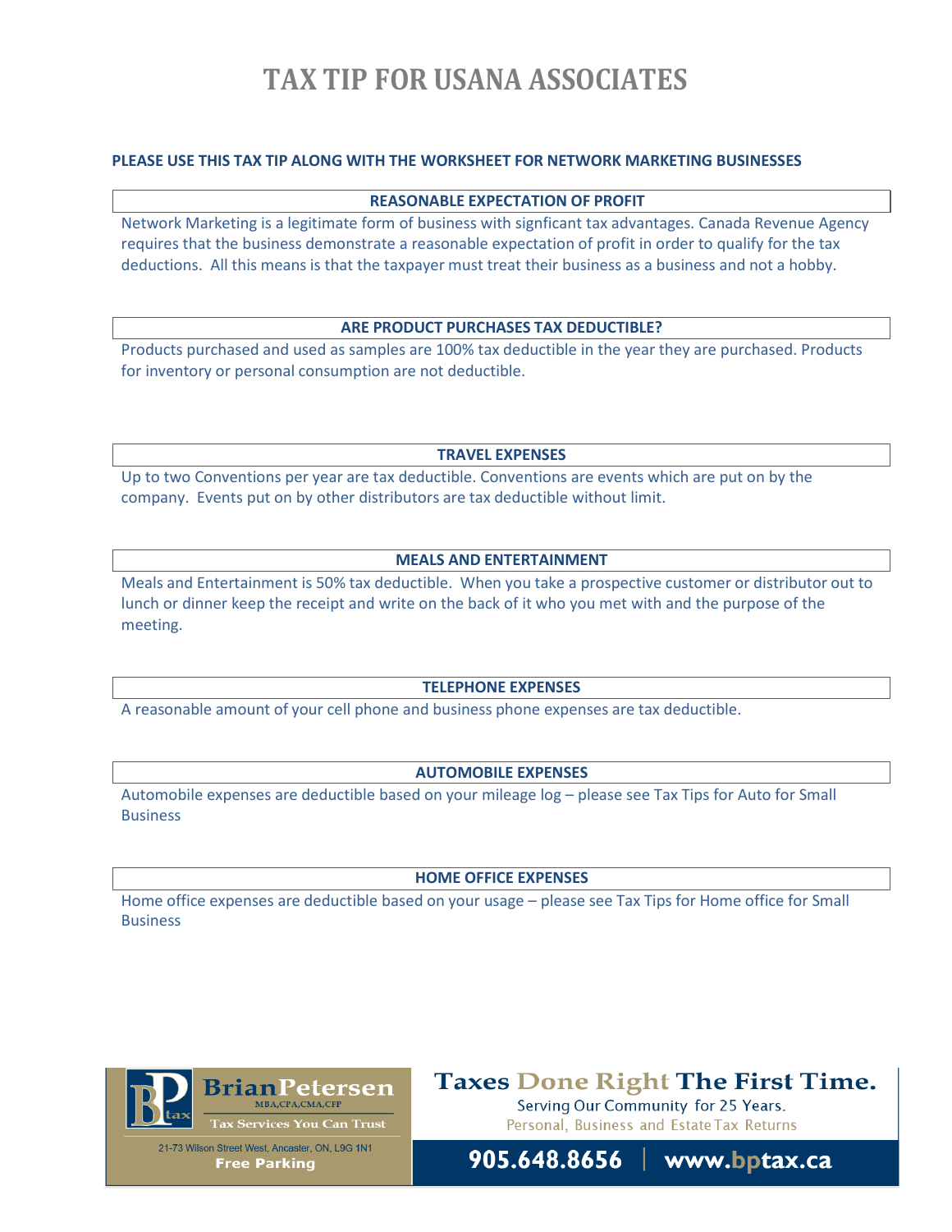# TAX TIP FOR USANA ASSOCIATES

**PLEASE USE THIS TAX TIP ALONG WITH THE WORKSHEET FOR NETWORK MARKETING BUSINESSES**

### REASONABLE EXPECTATION OF PROFIT

Network Marketing is a legitimate form of business with signficant tax advantages. Canada Revenue Agency requires that the business demonstrate a reasonable expectation of profit in order to qualify for the tax deductions. All this means is that the taxpayer must treat their business as a business and not a hobby.

### ARE PRODUCT PURCHASES TAX DEDUCTIBLE?

Products purchased and used as samples are 100% tax deductible in the year they are purchased. Products for inventory or personal consumption are not deductible.

### TRAVEL EXPENSES

Up to two Conventions per year are tax deductible. Conventions are events which are put on by the company. Events put on by other distributors are tax deductible without limit.

### MEALS AND ENTERTAINMENT

Meals and Entertainment is 50% tax deductible. When you take a prospective customer or distributor out to lunch or dinner keep the receipt and write on the back of it who you met with and the purpose of the meeting.

### TELEPHONE EXPENSES

A reasonable amount of your cell phone and business phone expenses are tax deductible.

### AUTOMOBILE EXPENSES

Automobile expenses are deductible based on your mileage log – please see Tax Tips for Auto for Small Business

### HOME OFFICE EXPENSES

Home office expenses are deductible based on your usage – please see Tax Tips for Home office for Small Business

**BrianPetersen** MBA,CPA,CMA,CFP
Tax Services You Can Trust
21-73 Wilson Street West, Ancaster, ON, L9G 1N1
Free Parking

**Taxes Done Right The First Time.**
Serving Our Community for 25 Years.
Personal, Business and Estate Tax Returns

**905.648.8656 | www.bptax.ca**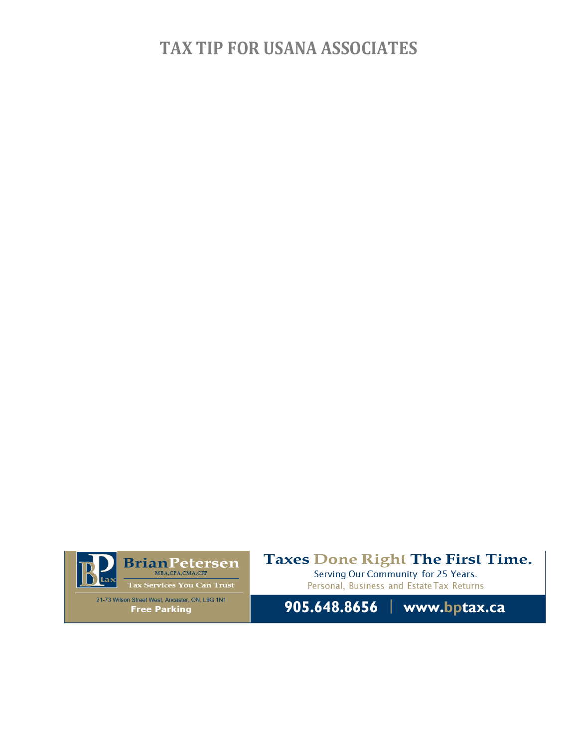# TAX TIP FOR USANA ASSOCIATES

BrianPetersen
MBA,CPA,CMA,CFP

Tax Services You Can Trust

21-73 Wilson Street West, Ancaster, ON, L9G 1N1
**Free Parking**

**Taxes Done Right The First Time.**

Serving Our Community for 25 Years.
Personal, Business and Estate Tax Returns

**905.648.8656 | www.bptax.ca**